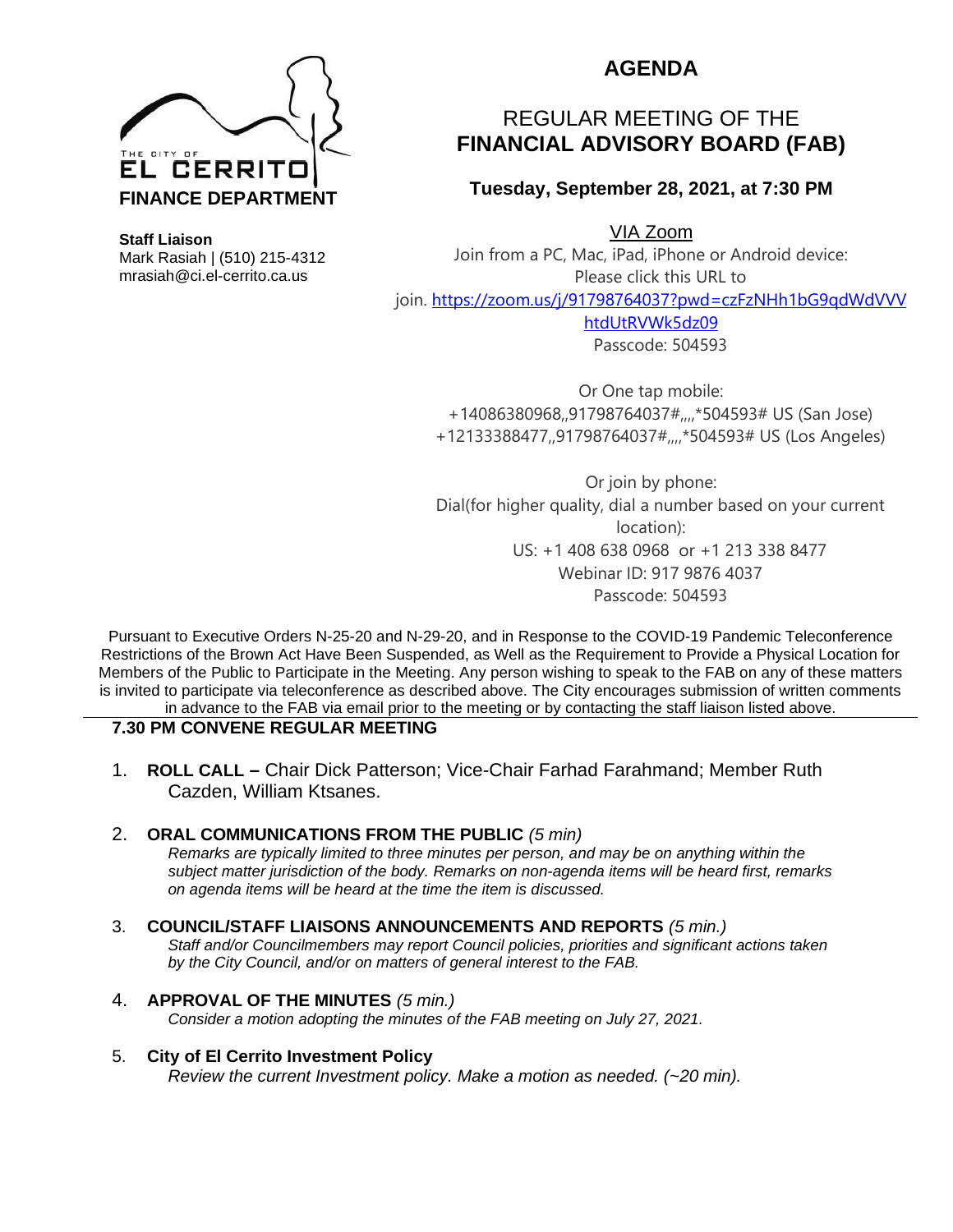THE CITY OF
**EL CERRITO**
**FINANCE DEPARTMENT**

**Staff Liaison**
Mark Rasiah | (510) 215-4312
mrasiah@ci.el-cerrito.ca.us

# AGENDA

## REGULAR MEETING OF THE **FINANCIAL ADVISORY BOARD (FAB)**

### Tuesday, September 28, 2021, at 7:30 PM

VIA Zoom

Join from a PC, Mac, iPad, iPhone or Android device:
Please click this URL to
join. https://zoom.us/j/91798764037?pwd=czFzNHh1bG9qdWdVVVhtdUtRVWk5dz09
Passcode: 504593

Or One tap mobile:
+14086380968,,91798764037#,,,,*504593# US (San Jose)
+12133388477,,91798764037#,,,,*504593# US (Los Angeles)

Or join by phone:
Dial(for higher quality, dial a number based on your current location):
US: +1 408 638 0968 or +1 213 338 8477
Webinar ID: 917 9876 4037
Passcode: 504593

Pursuant to Executive Orders N-25-20 and N-29-20, and in Response to the COVID-19 Pandemic Teleconference Restrictions of the Brown Act Have Been Suspended, as Well as the Requirement to Provide a Physical Location for Members of the Public to Participate in the Meeting. Any person wishing to speak to the FAB on any of these matters is invited to participate via teleconference as described above. The City encourages submission of written comments in advance to the FAB via email prior to the meeting or by contacting the staff liaison listed above.

**7.30 PM CONVENE REGULAR MEETING**

1. **ROLL CALL –** Chair Dick Patterson; Vice-Chair Farhad Farahmand; Member Ruth Cazden, William Ktsanes.

2. **ORAL COMMUNICATIONS FROM THE PUBLIC** *(5 min)*
   *Remarks are typically limited to three minutes per person, and may be on anything within the subject matter jurisdiction of the body. Remarks on non-agenda items will be heard first, remarks on agenda items will be heard at the time the item is discussed.*

3. **COUNCIL/STAFF LIAISONS ANNOUNCEMENTS AND REPORTS** *(5 min.)*
   *Staff and/or Councilmembers may report Council policies, priorities and significant actions taken by the City Council, and/or on matters of general interest to the FAB.*

4. **APPROVAL OF THE MINUTES** *(5 min.)*
   *Consider a motion adopting the minutes of the FAB meeting on July 27, 2021.*

5. **City of El Cerrito Investment Policy**
   *Review the current Investment policy. Make a motion as needed. (~20 min).*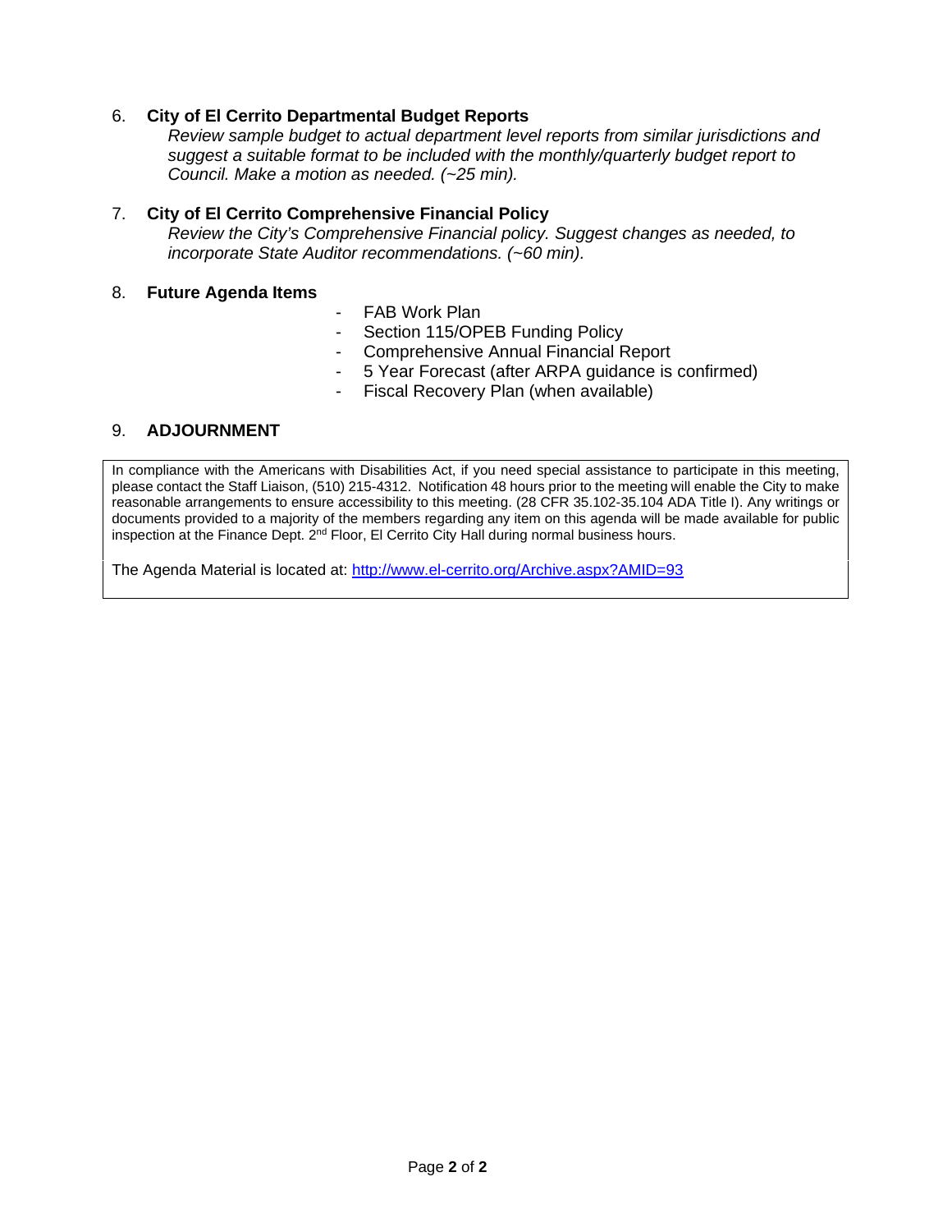6. **City of El Cerrito Departmental Budget Reports**

   *Review sample budget to actual department level reports from similar jurisdictions and suggest a suitable format to be included with the monthly/quarterly budget report to Council. Make a motion as needed. (~25 min).*

7. **City of El Cerrito Comprehensive Financial Policy**

   *Review the City's Comprehensive Financial policy. Suggest changes as needed, to incorporate State Auditor recommendations. (~60 min).*

8. **Future Agenda Items**

   - FAB Work Plan
   - Section 115/OPEB Funding Policy
   - Comprehensive Annual Financial Report
   - 5 Year Forecast (after ARPA guidance is confirmed)
   - Fiscal Recovery Plan (when available)

9. **ADJOURNMENT**

In compliance with the Americans with Disabilities Act, if you need special assistance to participate in this meeting, please contact the Staff Liaison, (510) 215-4312. Notification 48 hours prior to the meeting will enable the City to make reasonable arrangements to ensure accessibility to this meeting. (28 CFR 35.102-35.104 ADA Title I). Any writings or documents provided to a majority of the members regarding any item on this agenda will be made available for public inspection at the Finance Dept. 2nd Floor, El Cerrito City Hall during normal business hours.

The Agenda Material is located at: http://www.el-cerrito.org/Archive.aspx?AMID=93